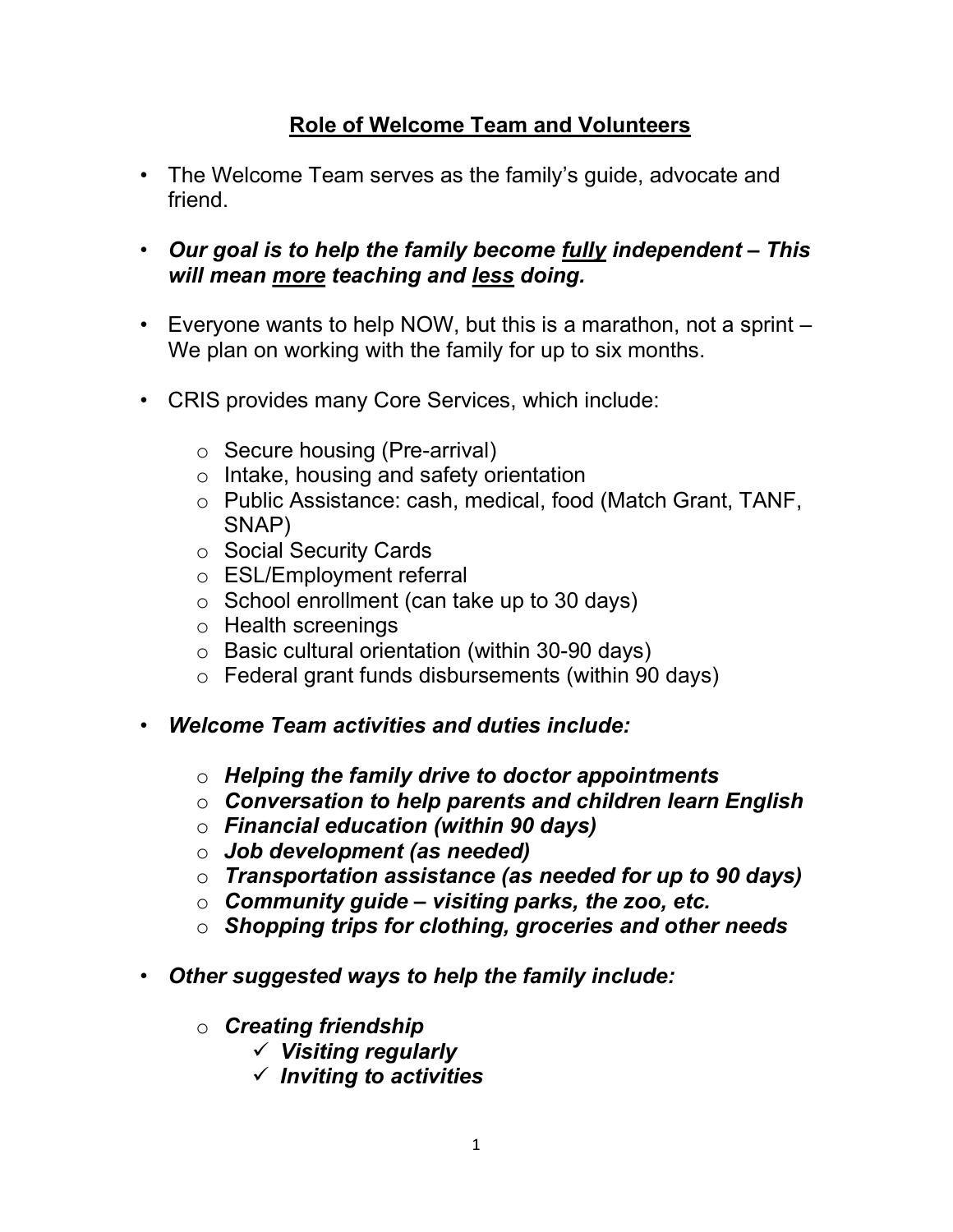## Role of Welcome Team and Volunteers

- The Welcome Team serves as the family's guide, advocate and friend.
- ***Our goal is to help the family become <u>fully</u> independent – This will mean <u>more</u> teaching and <u>less</u> doing.***
- Everyone wants to help NOW, but this is a marathon, not a sprint – We plan on working with the family for up to six months.
- CRIS provides many Core Services, which include:
  - Secure housing (Pre-arrival)
  - Intake, housing and safety orientation
  - Public Assistance: cash, medical, food (Match Grant, TANF, SNAP)
  - Social Security Cards
  - ESL/Employment referral
  - School enrollment (can take up to 30 days)
  - Health screenings
  - Basic cultural orientation (within 30-90 days)
  - Federal grant funds disbursements (within 90 days)
- ***Welcome Team activities and duties include:***
  - ***Helping the family drive to doctor appointments***
  - ***Conversation to help parents and children learn English***
  - ***Financial education (within 90 days)***
  - ***Job development (as needed)***
  - ***Transportation assistance (as needed for up to 90 days)***
  - ***Community guide – visiting parks, the zoo, etc.***
  - ***Shopping trips for clothing, groceries and other needs***
- ***Other suggested ways to help the family include:***
  - ***Creating friendship***
    - ✓ ***Visiting regularly***
    - ✓ ***Inviting to activities***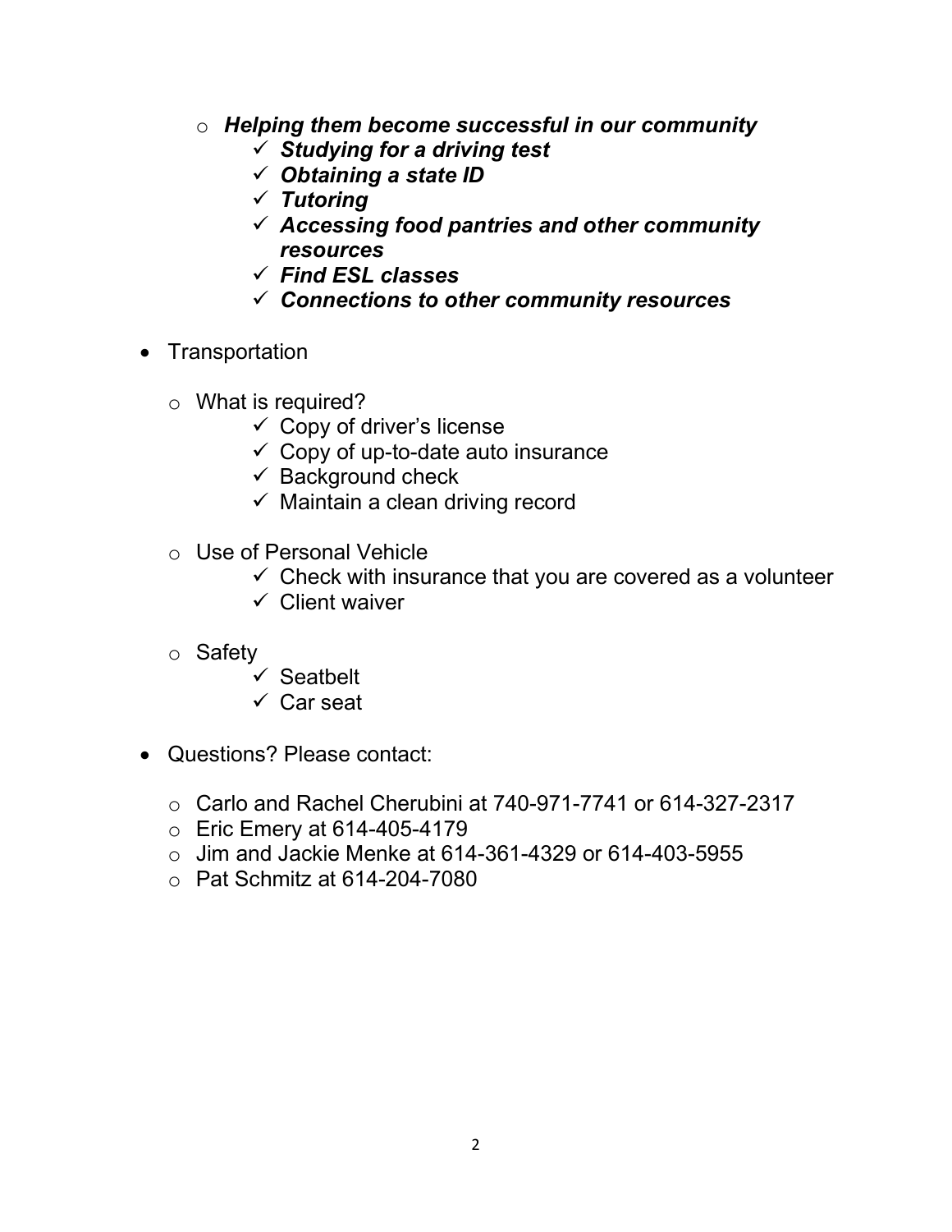- ***Helping them become successful in our community***
  - ✓ ***Studying for a driving test***
  - ✓ ***Obtaining a state ID***
  - ✓ ***Tutoring***
  - ✓ ***Accessing food pantries and other community resources***
  - ✓ ***Find ESL classes***
  - ✓ ***Connections to other community resources***

- Transportation
  - What is required?
    - ✓ Copy of driver's license
    - ✓ Copy of up-to-date auto insurance
    - ✓ Background check
    - ✓ Maintain a clean driving record
  - Use of Personal Vehicle
    - ✓ Check with insurance that you are covered as a volunteer
    - ✓ Client waiver
  - Safety
    - ✓ Seatbelt
    - ✓ Car seat

- Questions? Please contact:
  - Carlo and Rachel Cherubini at 740-971-7741 or 614-327-2317
  - Eric Emery at 614-405-4179
  - Jim and Jackie Menke at 614-361-4329 or 614-403-5955
  - Pat Schmitz at 614-204-7080